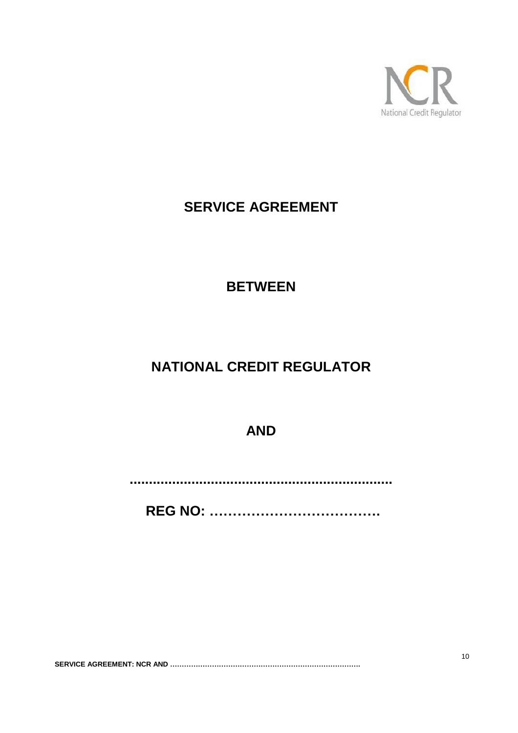# SERVICE AGREEMENT

## BETWEEN

## NATIONAL CREDIT REGULATOR

## AND

**...................................................................**

**REG NO: ……………………………….**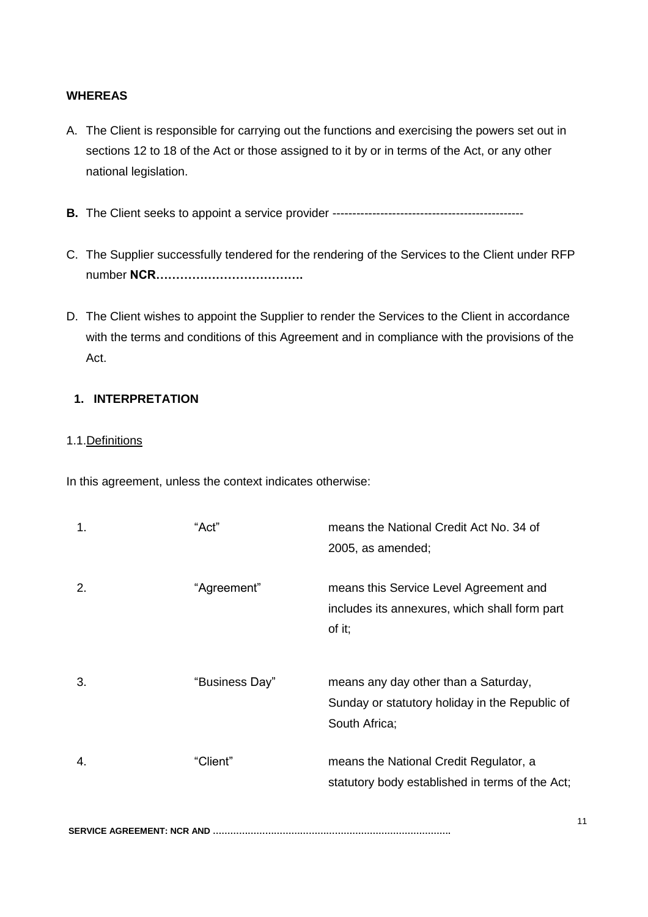**WHEREAS**

A. The Client is responsible for carrying out the functions and exercising the powers set out in sections 12 to 18 of the Act or those assigned to it by or in terms of the Act, or any other national legislation.

**B.** The Client seeks to appoint a service provider ------------------------------------------------

C. The Supplier successfully tendered for the rendering of the Services to the Client under RFP number **NCR……………………………….**

D. The Client wishes to appoint the Supplier to render the Services to the Client in accordance with the terms and conditions of this Agreement and in compliance with the provisions of the Act.

## 1. INTERPRETATION

1.1. Definitions

In this agreement, unless the context indicates otherwise:

| | | |
|---|---|---|
| 1. | "Act" | means the National Credit Act No. 34 of 2005, as amended; |
| 2. | "Agreement" | means this Service Level Agreement and includes its annexures, which shall form part of it; |
| 3. | "Business Day" | means any day other than a Saturday, Sunday or statutory holiday in the Republic of South Africa; |
| 4. | "Client" | means the National Credit Regulator, a statutory body established in terms of the Act; |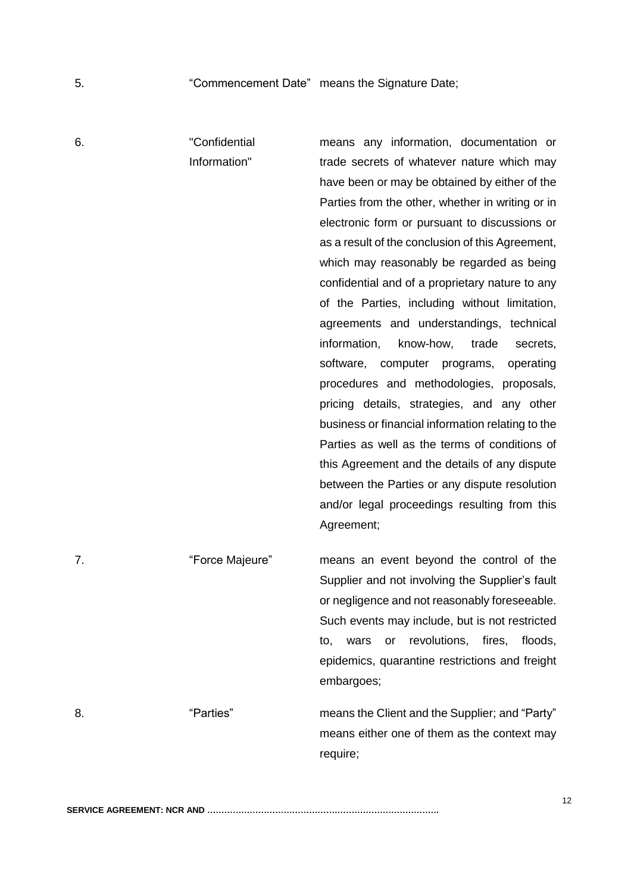5. "Commencement Date" means the Signature Date;

6. "Confidential Information" means any information, documentation or trade secrets of whatever nature which may have been or may be obtained by either of the Parties from the other, whether in writing or in electronic form or pursuant to discussions or as a result of the conclusion of this Agreement, which may reasonably be regarded as being confidential and of a proprietary nature to any of the Parties, including without limitation, agreements and understandings, technical information, know-how, trade secrets, software, computer programs, operating procedures and methodologies, proposals, pricing details, strategies, and any other business or financial information relating to the Parties as well as the terms of conditions of this Agreement and the details of any dispute between the Parties or any dispute resolution and/or legal proceedings resulting from this Agreement;

7. "Force Majeure" means an event beyond the control of the Supplier and not involving the Supplier's fault or negligence and not reasonably foreseeable. Such events may include, but is not restricted to, wars or revolutions, fires, floods, epidemics, quarantine restrictions and freight embargoes;

8. "Parties" means the Client and the Supplier; and "Party" means either one of them as the context may require;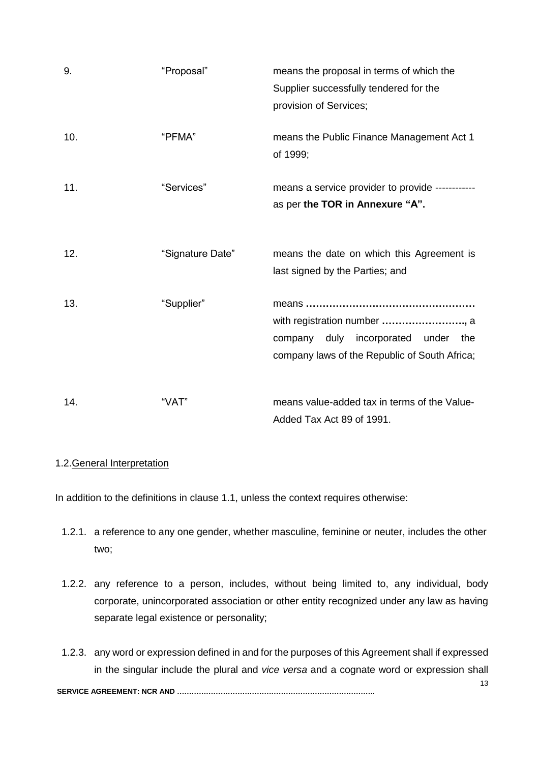| | | |
|---|---|---|
| 9. | "Proposal" | means the proposal in terms of which the Supplier successfully tendered for the provision of Services; |
| 10. | "PFMA" | means the Public Finance Management Act 1 of 1999; |
| 11. | "Services" | means a service provider to provide ----------- as per **the TOR in Annexure "A".** |
| 12. | "Signature Date" | means the date on which this Agreement is last signed by the Parties; and |
| 13. | "Supplier" | means **……………………………………………** with registration number **……………………,** a company duly incorporated under the company laws of the Republic of South Africa; |
| 14. | "VAT" | means value-added tax in terms of the Value-Added Tax Act 89 of 1991. |

1.2.General Interpretation

In addition to the definitions in clause 1.1, unless the context requires otherwise:

1.2.1. a reference to any one gender, whether masculine, feminine or neuter, includes the other two;

1.2.2. any reference to a person, includes, without being limited to, any individual, body corporate, unincorporated association or other entity recognized under any law as having separate legal existence or personality;

1.2.3. any word or expression defined in and for the purposes of this Agreement shall if expressed in the singular include the plural and *vice versa* and a cognate word or expression shall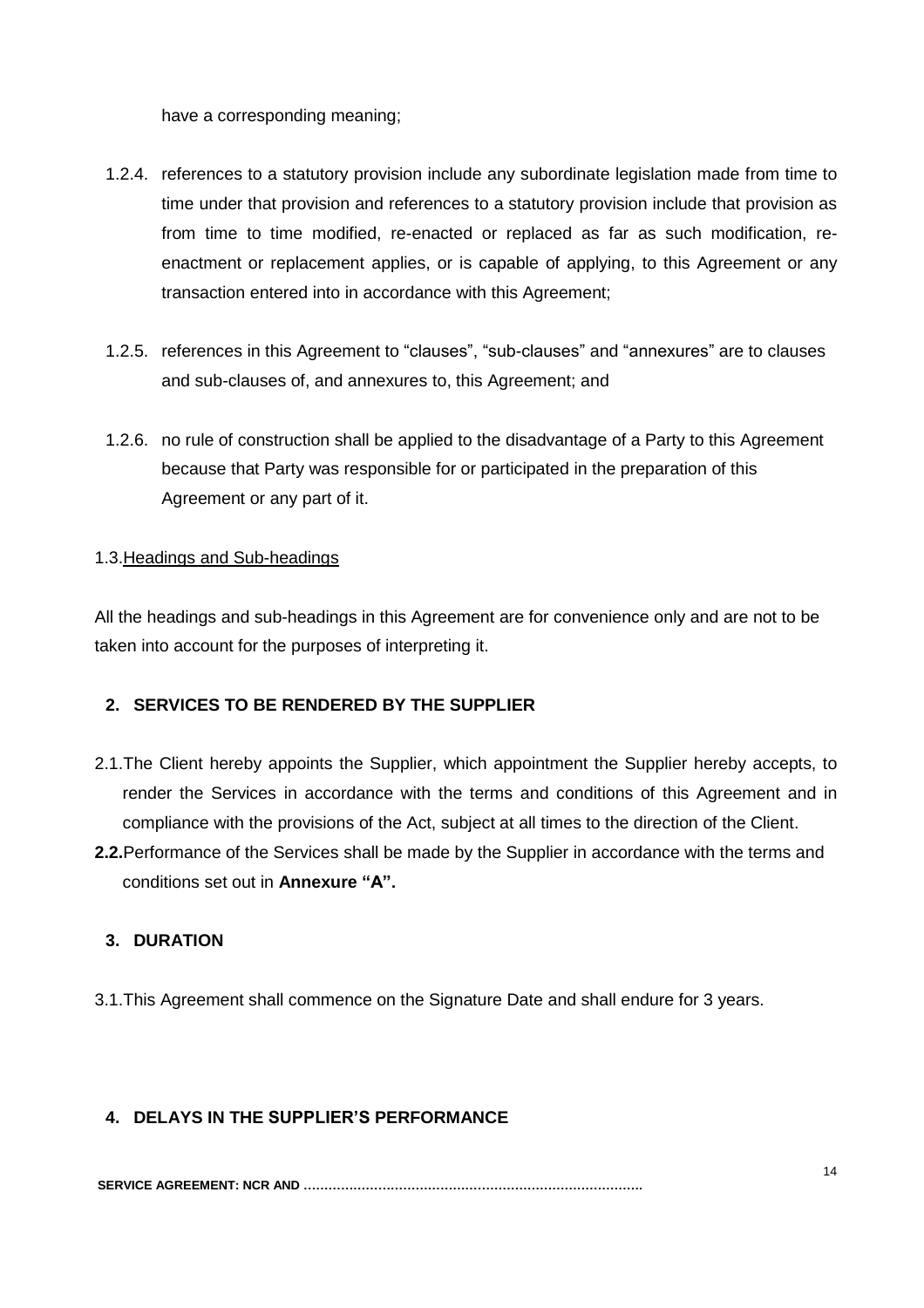have a corresponding meaning;

1.2.4. references to a statutory provision include any subordinate legislation made from time to time under that provision and references to a statutory provision include that provision as from time to time modified, re-enacted or replaced as far as such modification, re-enactment or replacement applies, or is capable of applying, to this Agreement or any transaction entered into in accordance with this Agreement;

1.2.5. references in this Agreement to "clauses", "sub-clauses" and "annexures" are to clauses and sub-clauses of, and annexures to, this Agreement; and

1.2.6. no rule of construction shall be applied to the disadvantage of a Party to this Agreement because that Party was responsible for or participated in the preparation of this Agreement or any part of it.

1.3. <u>Headings and Sub-headings</u>

All the headings and sub-headings in this Agreement are for convenience only and are not to be taken into account for the purposes of interpreting it.

## 2. SERVICES TO BE RENDERED BY THE SUPPLIER

2.1. The Client hereby appoints the Supplier, which appointment the Supplier hereby accepts, to render the Services in accordance with the terms and conditions of this Agreement and in compliance with the provisions of the Act, subject at all times to the direction of the Client.

**2.2.** Performance of the Services shall be made by the Supplier in accordance with the terms and conditions set out in **Annexure "A".**

## 3. DURATION

3.1. This Agreement shall commence on the Signature Date and shall endure for 3 years.

## 4. DELAYS IN THE SUPPLIER'S PERFORMANCE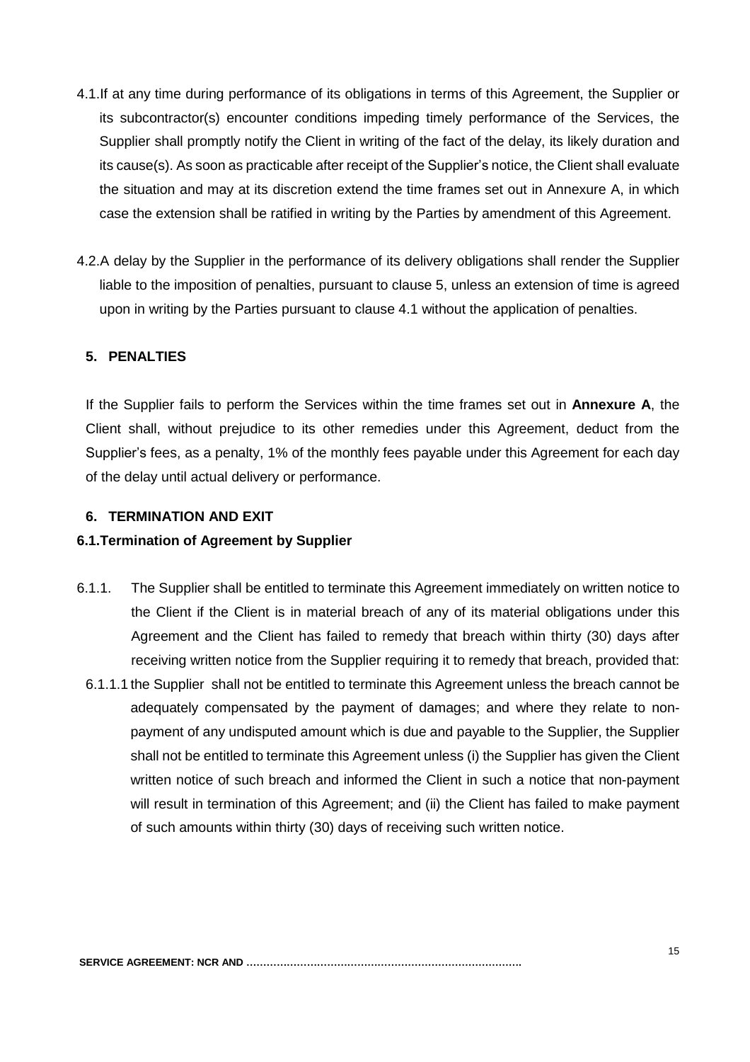4.1.If at any time during performance of its obligations in terms of this Agreement, the Supplier or its subcontractor(s) encounter conditions impeding timely performance of the Services, the Supplier shall promptly notify the Client in writing of the fact of the delay, its likely duration and its cause(s). As soon as practicable after receipt of the Supplier's notice, the Client shall evaluate the situation and may at its discretion extend the time frames set out in Annexure A, in which case the extension shall be ratified in writing by the Parties by amendment of this Agreement.

4.2.A delay by the Supplier in the performance of its delivery obligations shall render the Supplier liable to the imposition of penalties, pursuant to clause 5, unless an extension of time is agreed upon in writing by the Parties pursuant to clause 4.1 without the application of penalties.

## 5. PENALTIES

If the Supplier fails to perform the Services within the time frames set out in **Annexure A**, the Client shall, without prejudice to its other remedies under this Agreement, deduct from the Supplier's fees, as a penalty, 1% of the monthly fees payable under this Agreement for each day of the delay until actual delivery or performance.

## 6. TERMINATION AND EXIT

### 6.1.Termination of Agreement by Supplier

6.1.1. The Supplier shall be entitled to terminate this Agreement immediately on written notice to the Client if the Client is in material breach of any of its material obligations under this Agreement and the Client has failed to remedy that breach within thirty (30) days after receiving written notice from the Supplier requiring it to remedy that breach, provided that:

6.1.1.1 the Supplier shall not be entitled to terminate this Agreement unless the breach cannot be adequately compensated by the payment of damages; and where they relate to non-payment of any undisputed amount which is due and payable to the Supplier, the Supplier shall not be entitled to terminate this Agreement unless (i) the Supplier has given the Client written notice of such breach and informed the Client in such a notice that non-payment will result in termination of this Agreement; and (ii) the Client has failed to make payment of such amounts within thirty (30) days of receiving such written notice.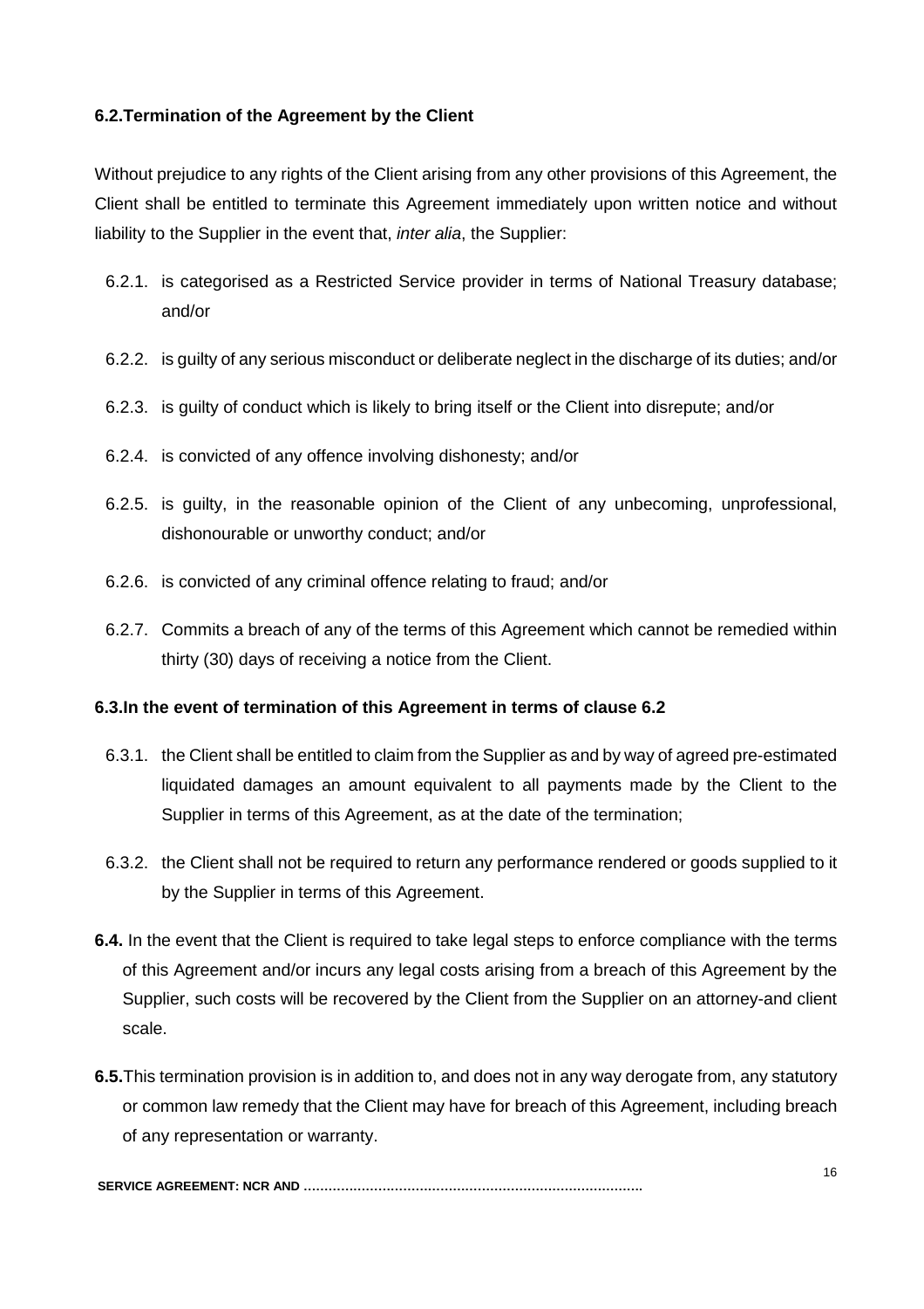**6.2.Termination of the Agreement by the Client**

Without prejudice to any rights of the Client arising from any other provisions of this Agreement, the Client shall be entitled to terminate this Agreement immediately upon written notice and without liability to the Supplier in the event that, *inter alia*, the Supplier:

6.2.1. is categorised as a Restricted Service provider in terms of National Treasury database; and/or

6.2.2. is guilty of any serious misconduct or deliberate neglect in the discharge of its duties; and/or

6.2.3. is guilty of conduct which is likely to bring itself or the Client into disrepute; and/or

6.2.4. is convicted of any offence involving dishonesty; and/or

6.2.5. is guilty, in the reasonable opinion of the Client of any unbecoming, unprofessional, dishonourable or unworthy conduct; and/or

6.2.6. is convicted of any criminal offence relating to fraud; and/or

6.2.7. Commits a breach of any of the terms of this Agreement which cannot be remedied within thirty (30) days of receiving a notice from the Client.

**6.3.In the event of termination of this Agreement in terms of clause 6.2**

6.3.1. the Client shall be entitled to claim from the Supplier as and by way of agreed pre-estimated liquidated damages an amount equivalent to all payments made by the Client to the Supplier in terms of this Agreement, as at the date of the termination;

6.3.2. the Client shall not be required to return any performance rendered or goods supplied to it by the Supplier in terms of this Agreement.

**6.4.** In the event that the Client is required to take legal steps to enforce compliance with the terms of this Agreement and/or incurs any legal costs arising from a breach of this Agreement by the Supplier, such costs will be recovered by the Client from the Supplier on an attorney-and client scale.

**6.5.**This termination provision is in addition to, and does not in any way derogate from, any statutory or common law remedy that the Client may have for breach of this Agreement, including breach of any representation or warranty.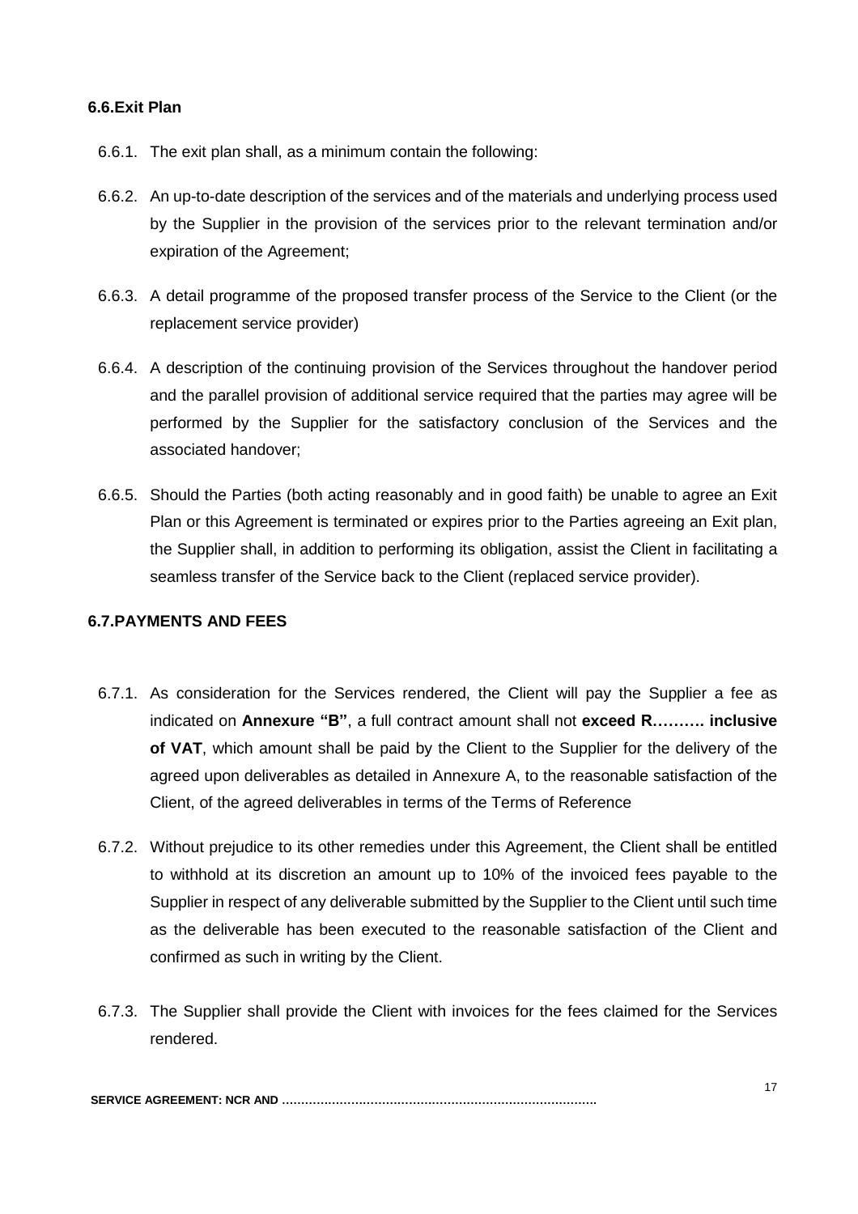### 6.6. Exit Plan

6.6.1. The exit plan shall, as a minimum contain the following:

6.6.2. An up-to-date description of the services and of the materials and underlying process used by the Supplier in the provision of the services prior to the relevant termination and/or expiration of the Agreement;

6.6.3. A detail programme of the proposed transfer process of the Service to the Client (or the replacement service provider)

6.6.4. A description of the continuing provision of the Services throughout the handover period and the parallel provision of additional service required that the parties may agree will be performed by the Supplier for the satisfactory conclusion of the Services and the associated handover;

6.6.5. Should the Parties (both acting reasonably and in good faith) be unable to agree an Exit Plan or this Agreement is terminated or expires prior to the Parties agreeing an Exit plan, the Supplier shall, in addition to performing its obligation, assist the Client in facilitating a seamless transfer of the Service back to the Client (replaced service provider).

### 6.7. PAYMENTS AND FEES

6.7.1. As consideration for the Services rendered, the Client will pay the Supplier a fee as indicated on **Annexure "B"**, a full contract amount shall not **exceed R………. inclusive of VAT**, which amount shall be paid by the Client to the Supplier for the delivery of the agreed upon deliverables as detailed in Annexure A, to the reasonable satisfaction of the Client, of the agreed deliverables in terms of the Terms of Reference

6.7.2. Without prejudice to its other remedies under this Agreement, the Client shall be entitled to withhold at its discretion an amount up to 10% of the invoiced fees payable to the Supplier in respect of any deliverable submitted by the Supplier to the Client until such time as the deliverable has been executed to the reasonable satisfaction of the Client and confirmed as such in writing by the Client.

6.7.3. The Supplier shall provide the Client with invoices for the fees claimed for the Services rendered.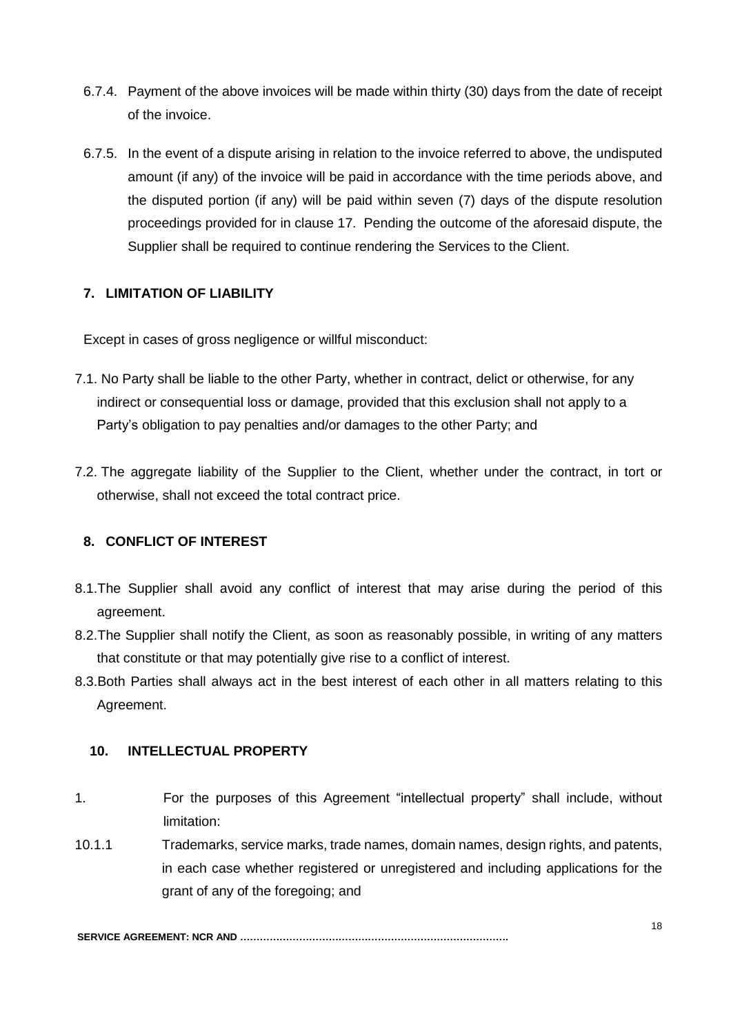6.7.4. Payment of the above invoices will be made within thirty (30) days from the date of receipt of the invoice.

6.7.5. In the event of a dispute arising in relation to the invoice referred to above, the undisputed amount (if any) of the invoice will be paid in accordance with the time periods above, and the disputed portion (if any) will be paid within seven (7) days of the dispute resolution proceedings provided for in clause 17. Pending the outcome of the aforesaid dispute, the Supplier shall be required to continue rendering the Services to the Client.

## 7. LIMITATION OF LIABILITY

Except in cases of gross negligence or willful misconduct:

7.1. No Party shall be liable to the other Party, whether in contract, delict or otherwise, for any indirect or consequential loss or damage, provided that this exclusion shall not apply to a Party's obligation to pay penalties and/or damages to the other Party; and

7.2. The aggregate liability of the Supplier to the Client, whether under the contract, in tort or otherwise, shall not exceed the total contract price.

## 8. CONFLICT OF INTEREST

8.1. The Supplier shall avoid any conflict of interest that may arise during the period of this agreement.

8.2. The Supplier shall notify the Client, as soon as reasonably possible, in writing of any matters that constitute or that may potentially give rise to a conflict of interest.

8.3. Both Parties shall always act in the best interest of each other in all matters relating to this Agreement.

## 10. INTELLECTUAL PROPERTY

1. For the purposes of this Agreement "intellectual property" shall include, without limitation:

10.1.1 Trademarks, service marks, trade names, domain names, design rights, and patents, in each case whether registered or unregistered and including applications for the grant of any of the foregoing; and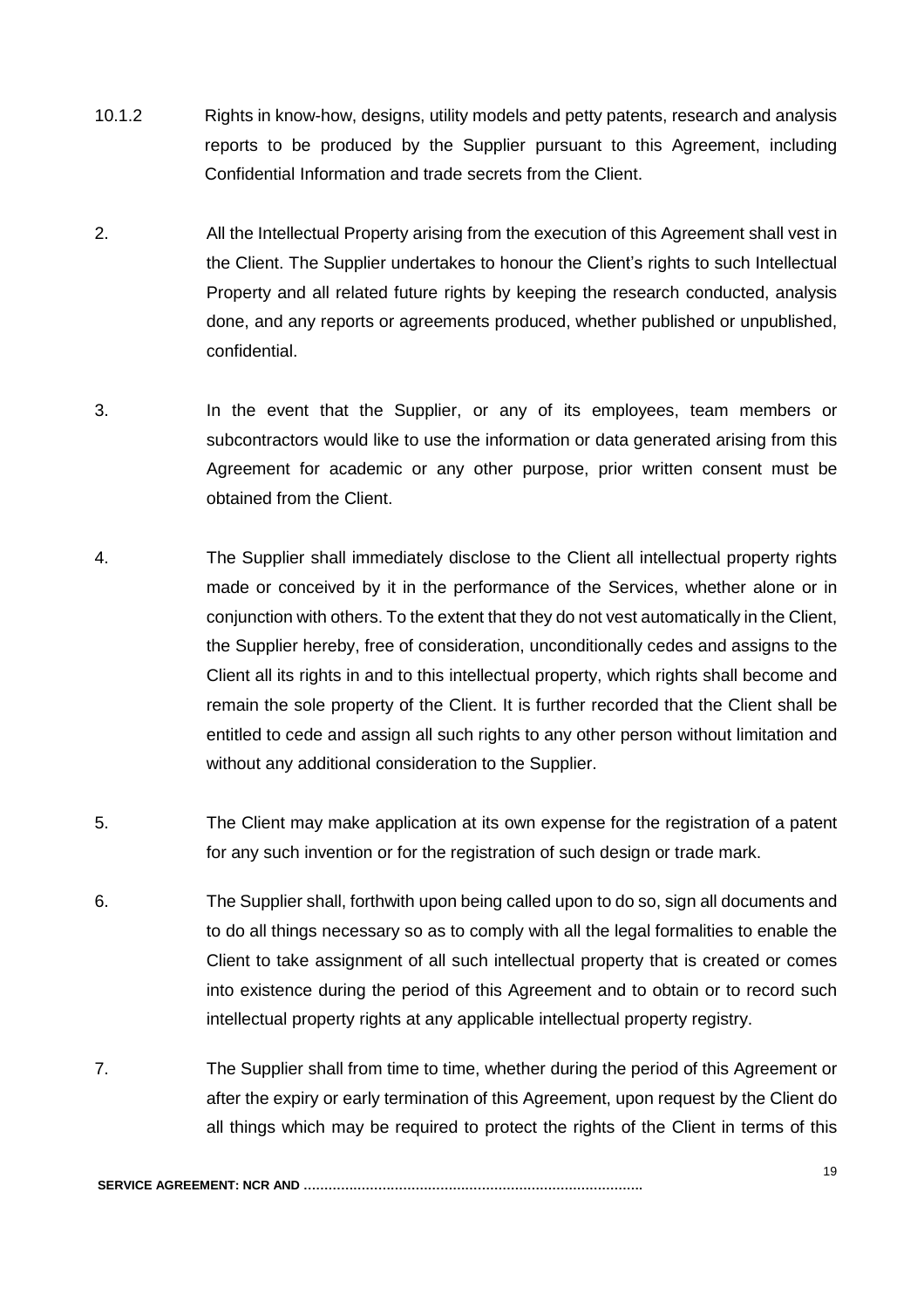10.1.2 Rights in know-how, designs, utility models and petty patents, research and analysis reports to be produced by the Supplier pursuant to this Agreement, including Confidential Information and trade secrets from the Client.

2. All the Intellectual Property arising from the execution of this Agreement shall vest in the Client. The Supplier undertakes to honour the Client's rights to such Intellectual Property and all related future rights by keeping the research conducted, analysis done, and any reports or agreements produced, whether published or unpublished, confidential.

3. In the event that the Supplier, or any of its employees, team members or subcontractors would like to use the information or data generated arising from this Agreement for academic or any other purpose, prior written consent must be obtained from the Client.

4. The Supplier shall immediately disclose to the Client all intellectual property rights made or conceived by it in the performance of the Services, whether alone or in conjunction with others. To the extent that they do not vest automatically in the Client, the Supplier hereby, free of consideration, unconditionally cedes and assigns to the Client all its rights in and to this intellectual property, which rights shall become and remain the sole property of the Client. It is further recorded that the Client shall be entitled to cede and assign all such rights to any other person without limitation and without any additional consideration to the Supplier.

5. The Client may make application at its own expense for the registration of a patent for any such invention or for the registration of such design or trade mark.

6. The Supplier shall, forthwith upon being called upon to do so, sign all documents and to do all things necessary so as to comply with all the legal formalities to enable the Client to take assignment of all such intellectual property that is created or comes into existence during the period of this Agreement and to obtain or to record such intellectual property rights at any applicable intellectual property registry.

7. The Supplier shall from time to time, whether during the period of this Agreement or after the expiry or early termination of this Agreement, upon request by the Client do all things which may be required to protect the rights of the Client in terms of this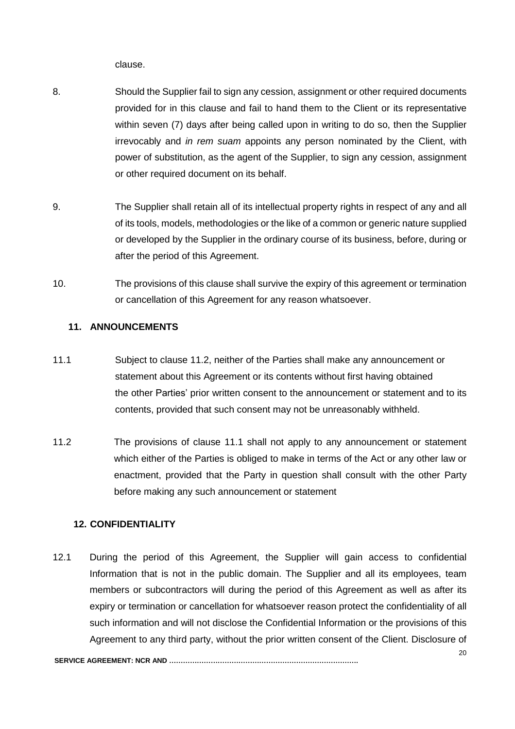clause.

8. Should the Supplier fail to sign any cession, assignment or other required documents provided for in this clause and fail to hand them to the Client or its representative within seven (7) days after being called upon in writing to do so, then the Supplier irrevocably and *in rem suam* appoints any person nominated by the Client, with power of substitution, as the agent of the Supplier, to sign any cession, assignment or other required document on its behalf.

9. The Supplier shall retain all of its intellectual property rights in respect of any and all of its tools, models, methodologies or the like of a common or generic nature supplied or developed by the Supplier in the ordinary course of its business, before, during or after the period of this Agreement.

10. The provisions of this clause shall survive the expiry of this agreement or termination or cancellation of this Agreement for any reason whatsoever.

## 11. ANNOUNCEMENTS

11.1 Subject to clause 11.2, neither of the Parties shall make any announcement or statement about this Agreement or its contents without first having obtained the other Parties' prior written consent to the announcement or statement and to its contents, provided that such consent may not be unreasonably withheld.

11.2 The provisions of clause 11.1 shall not apply to any announcement or statement which either of the Parties is obliged to make in terms of the Act or any other law or enactment, provided that the Party in question shall consult with the other Party before making any such announcement or statement

## 12. CONFIDENTIALITY

12.1 During the period of this Agreement, the Supplier will gain access to confidential Information that is not in the public domain. The Supplier and all its employees, team members or subcontractors will during the period of this Agreement as well as after its expiry or termination or cancellation for whatsoever reason protect the confidentiality of all such information and will not disclose the Confidential Information or the provisions of this Agreement to any third party, without the prior written consent of the Client. Disclosure of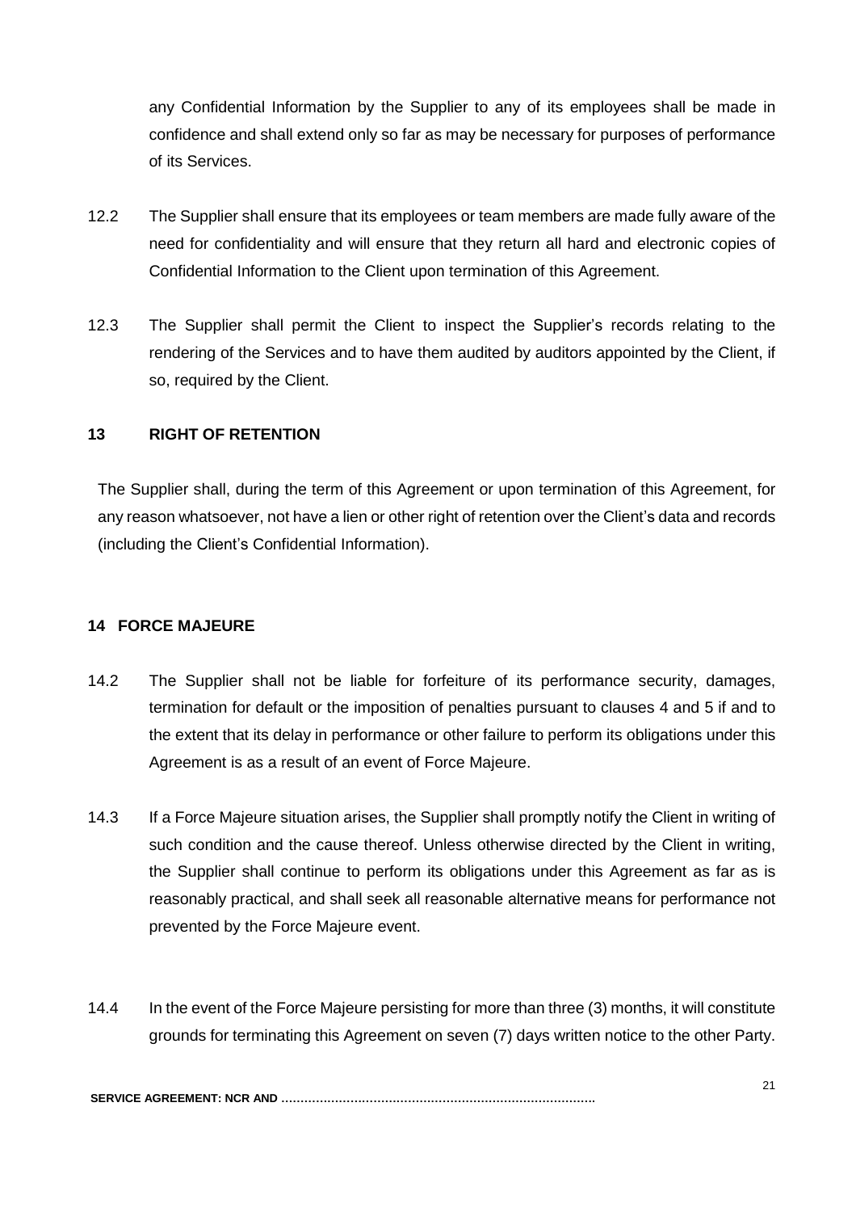any Confidential Information by the Supplier to any of its employees shall be made in confidence and shall extend only so far as may be necessary for purposes of performance of its Services.

12.2 The Supplier shall ensure that its employees or team members are made fully aware of the need for confidentiality and will ensure that they return all hard and electronic copies of Confidential Information to the Client upon termination of this Agreement.

12.3 The Supplier shall permit the Client to inspect the Supplier's records relating to the rendering of the Services and to have them audited by auditors appointed by the Client, if so, required by the Client.

## 13 RIGHT OF RETENTION

The Supplier shall, during the term of this Agreement or upon termination of this Agreement, for any reason whatsoever, not have a lien or other right of retention over the Client's data and records (including the Client's Confidential Information).

## 14 FORCE MAJEURE

14.2 The Supplier shall not be liable for forfeiture of its performance security, damages, termination for default or the imposition of penalties pursuant to clauses 4 and 5 if and to the extent that its delay in performance or other failure to perform its obligations under this Agreement is as a result of an event of Force Majeure.

14.3 If a Force Majeure situation arises, the Supplier shall promptly notify the Client in writing of such condition and the cause thereof. Unless otherwise directed by the Client in writing, the Supplier shall continue to perform its obligations under this Agreement as far as is reasonably practical, and shall seek all reasonable alternative means for performance not prevented by the Force Majeure event.

14.4 In the event of the Force Majeure persisting for more than three (3) months, it will constitute grounds for terminating this Agreement on seven (7) days written notice to the other Party.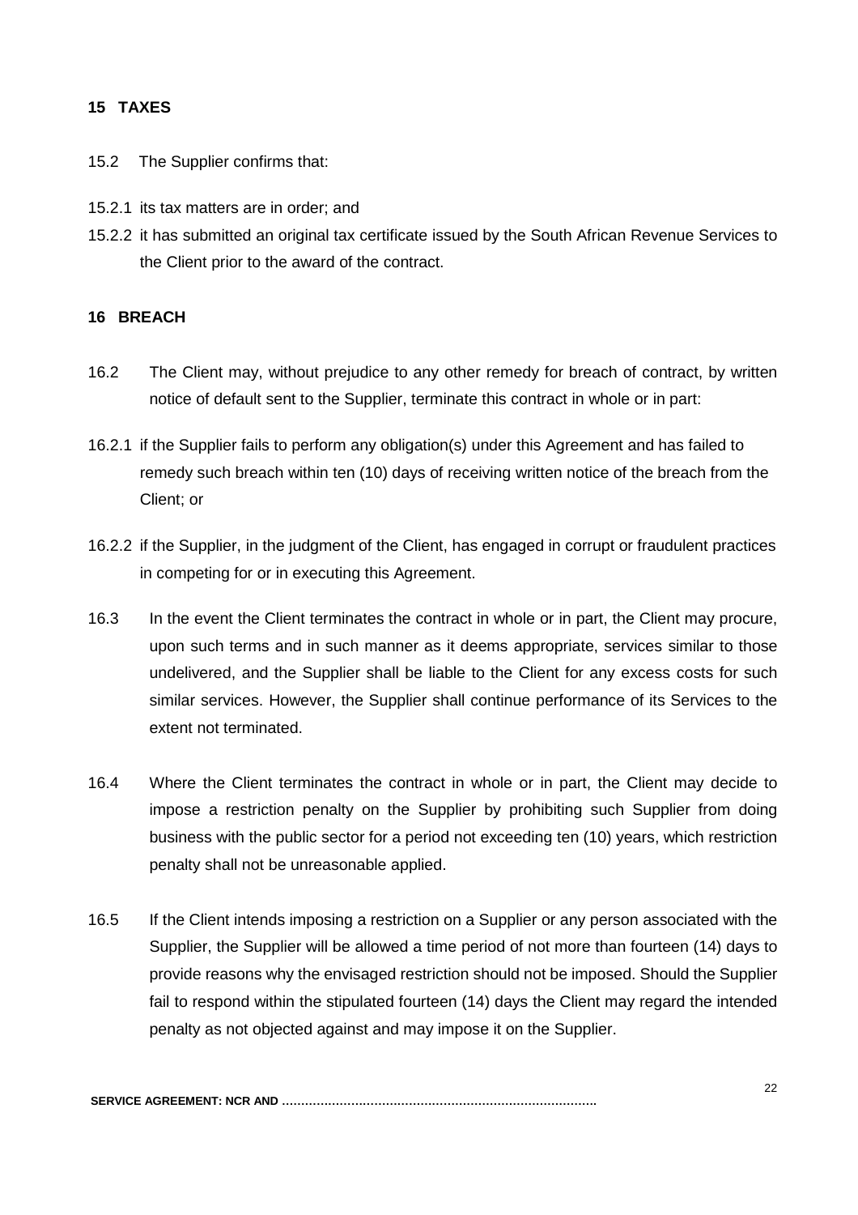## 15 TAXES

15.2 The Supplier confirms that:

15.2.1 its tax matters are in order; and

15.2.2 it has submitted an original tax certificate issued by the South African Revenue Services to the Client prior to the award of the contract.

## 16 BREACH

16.2 The Client may, without prejudice to any other remedy for breach of contract, by written notice of default sent to the Supplier, terminate this contract in whole or in part:

16.2.1 if the Supplier fails to perform any obligation(s) under this Agreement and has failed to remedy such breach within ten (10) days of receiving written notice of the breach from the Client; or

16.2.2 if the Supplier, in the judgment of the Client, has engaged in corrupt or fraudulent practices in competing for or in executing this Agreement.

16.3 In the event the Client terminates the contract in whole or in part, the Client may procure, upon such terms and in such manner as it deems appropriate, services similar to those undelivered, and the Supplier shall be liable to the Client for any excess costs for such similar services. However, the Supplier shall continue performance of its Services to the extent not terminated.

16.4 Where the Client terminates the contract in whole or in part, the Client may decide to impose a restriction penalty on the Supplier by prohibiting such Supplier from doing business with the public sector for a period not exceeding ten (10) years, which restriction penalty shall not be unreasonable applied.

16.5 If the Client intends imposing a restriction on a Supplier or any person associated with the Supplier, the Supplier will be allowed a time period of not more than fourteen (14) days to provide reasons why the envisaged restriction should not be imposed. Should the Supplier fail to respond within the stipulated fourteen (14) days the Client may regard the intended penalty as not objected against and may impose it on the Supplier.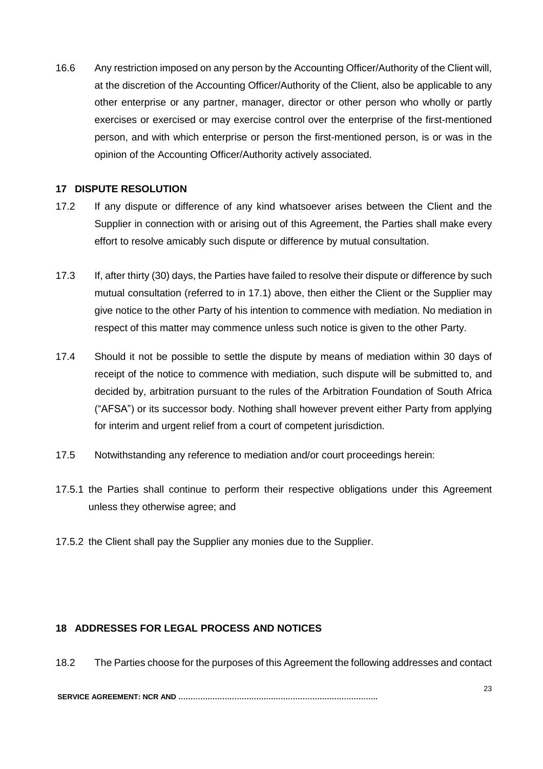16.6 Any restriction imposed on any person by the Accounting Officer/Authority of the Client will, at the discretion of the Accounting Officer/Authority of the Client, also be applicable to any other enterprise or any partner, manager, director or other person who wholly or partly exercises or exercised or may exercise control over the enterprise of the first-mentioned person, and with which enterprise or person the first-mentioned person, is or was in the opinion of the Accounting Officer/Authority actively associated.

## 17 DISPUTE RESOLUTION

17.2 If any dispute or difference of any kind whatsoever arises between the Client and the Supplier in connection with or arising out of this Agreement, the Parties shall make every effort to resolve amicably such dispute or difference by mutual consultation.

17.3 If, after thirty (30) days, the Parties have failed to resolve their dispute or difference by such mutual consultation (referred to in 17.1) above, then either the Client or the Supplier may give notice to the other Party of his intention to commence with mediation. No mediation in respect of this matter may commence unless such notice is given to the other Party.

17.4 Should it not be possible to settle the dispute by means of mediation within 30 days of receipt of the notice to commence with mediation, such dispute will be submitted to, and decided by, arbitration pursuant to the rules of the Arbitration Foundation of South Africa ("AFSA") or its successor body. Nothing shall however prevent either Party from applying for interim and urgent relief from a court of competent jurisdiction.

17.5 Notwithstanding any reference to mediation and/or court proceedings herein:

17.5.1 the Parties shall continue to perform their respective obligations under this Agreement unless they otherwise agree; and

17.5.2 the Client shall pay the Supplier any monies due to the Supplier.

## 18 ADDRESSES FOR LEGAL PROCESS AND NOTICES

18.2 The Parties choose for the purposes of this Agreement the following addresses and contact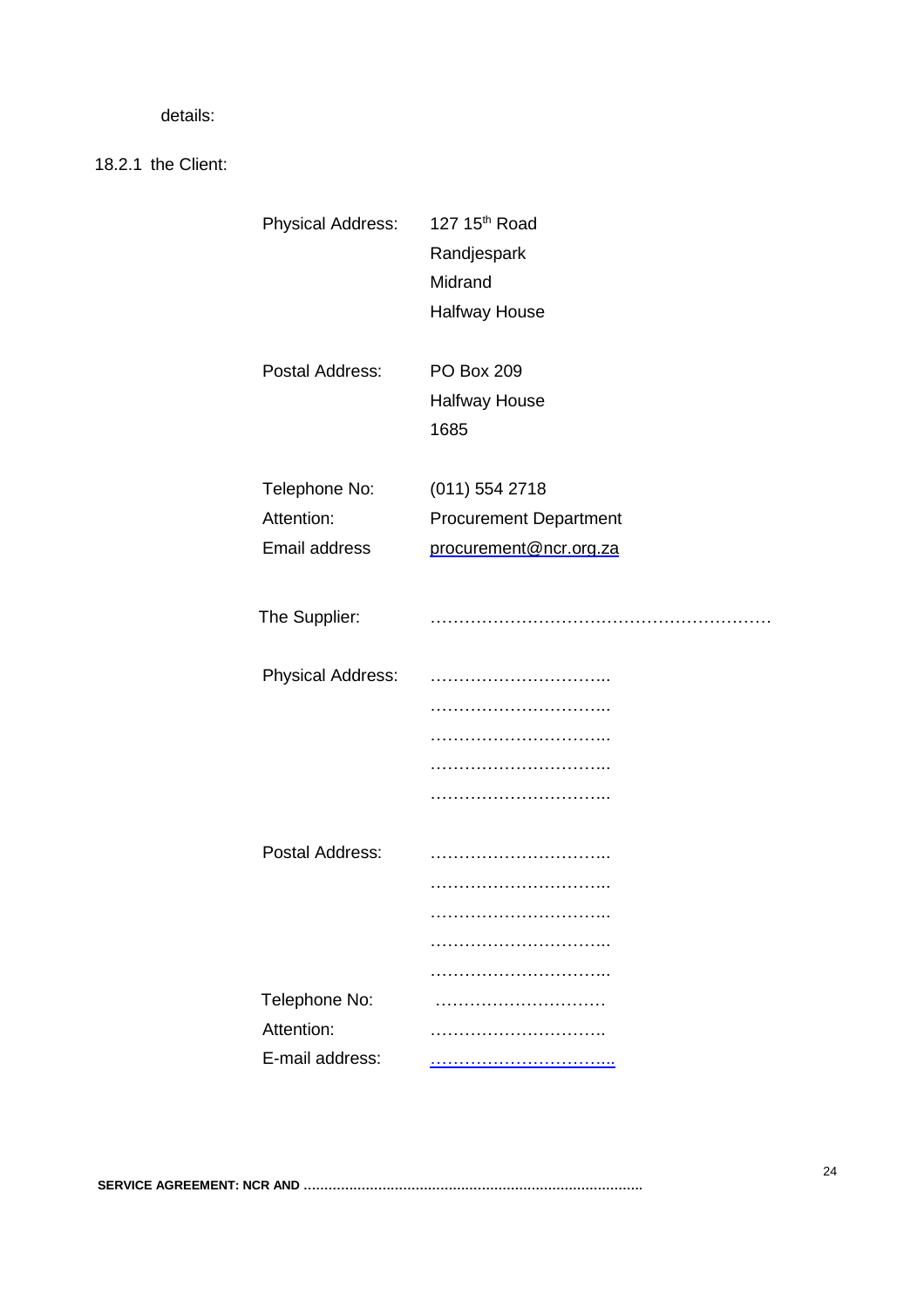details:

18.2.1 the Client:

| | |
|---|---|
| Physical Address: | 127 15th Road<br>Randjespark<br>Midrand<br>Halfway House |
| Postal Address: | PO Box 209<br>Halfway House<br>1685 |
| Telephone No: | (011) 554 2718 |
| Attention: | Procurement Department |
| Email address | procurement@ncr.org.za |

| | |
|---|---|
| The Supplier: | …………………………………………………… |
| Physical Address: | …………………………..<br>…………………………..<br>…………………………..<br>…………………………..<br>………………………….. |
| Postal Address: | …………………………..<br>…………………………..<br>…………………………..<br>…………………………..<br>………………………….. |
| Telephone No: | ………………………… |
| Attention: | …………………………. |
| E-mail address: | …………………………... |

**SERVICE AGREEMENT: NCR AND ……………………………………………………………………………**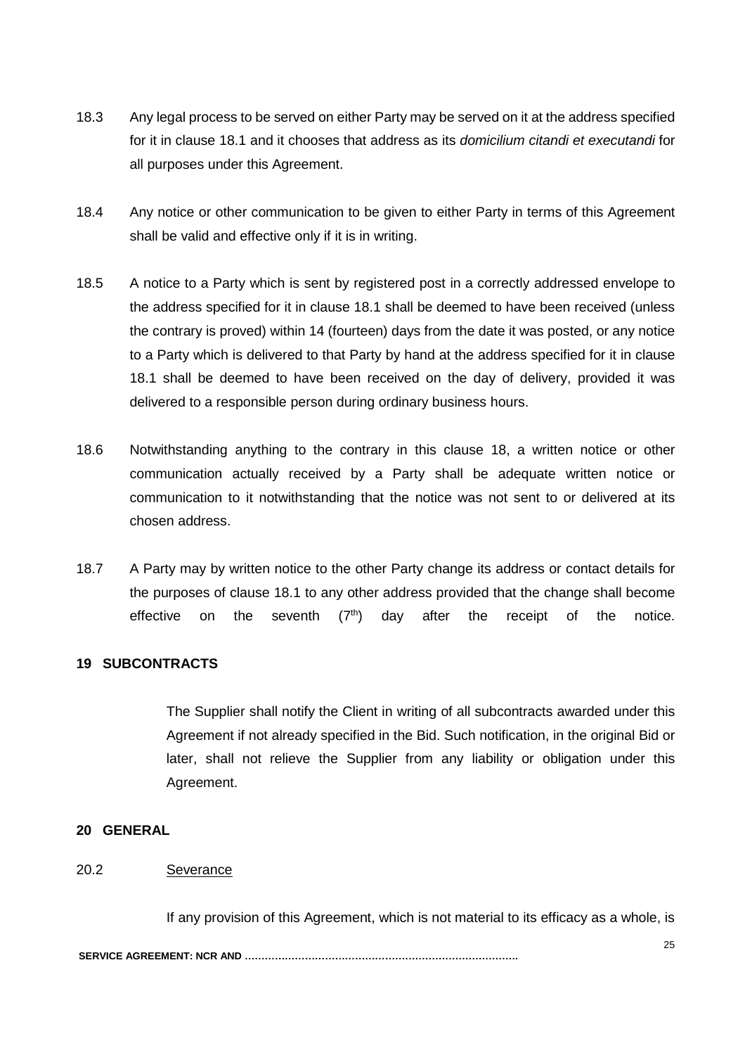18.3 Any legal process to be served on either Party may be served on it at the address specified for it in clause 18.1 and it chooses that address as its *domicilium citandi et executandi* for all purposes under this Agreement.

18.4 Any notice or other communication to be given to either Party in terms of this Agreement shall be valid and effective only if it is in writing.

18.5 A notice to a Party which is sent by registered post in a correctly addressed envelope to the address specified for it in clause 18.1 shall be deemed to have been received (unless the contrary is proved) within 14 (fourteen) days from the date it was posted, or any notice to a Party which is delivered to that Party by hand at the address specified for it in clause 18.1 shall be deemed to have been received on the day of delivery, provided it was delivered to a responsible person during ordinary business hours.

18.6 Notwithstanding anything to the contrary in this clause 18, a written notice or other communication actually received by a Party shall be adequate written notice or communication to it notwithstanding that the notice was not sent to or delivered at its chosen address.

18.7 A Party may by written notice to the other Party change its address or contact details for the purposes of clause 18.1 to any other address provided that the change shall become effective on the seventh (7th) day after the receipt of the notice.

## 19 SUBCONTRACTS

The Supplier shall notify the Client in writing of all subcontracts awarded under this Agreement if not already specified in the Bid. Such notification, in the original Bid or later, shall not relieve the Supplier from any liability or obligation under this Agreement.

## 20 GENERAL

20.2 Severance

If any provision of this Agreement, which is not material to its efficacy as a whole, is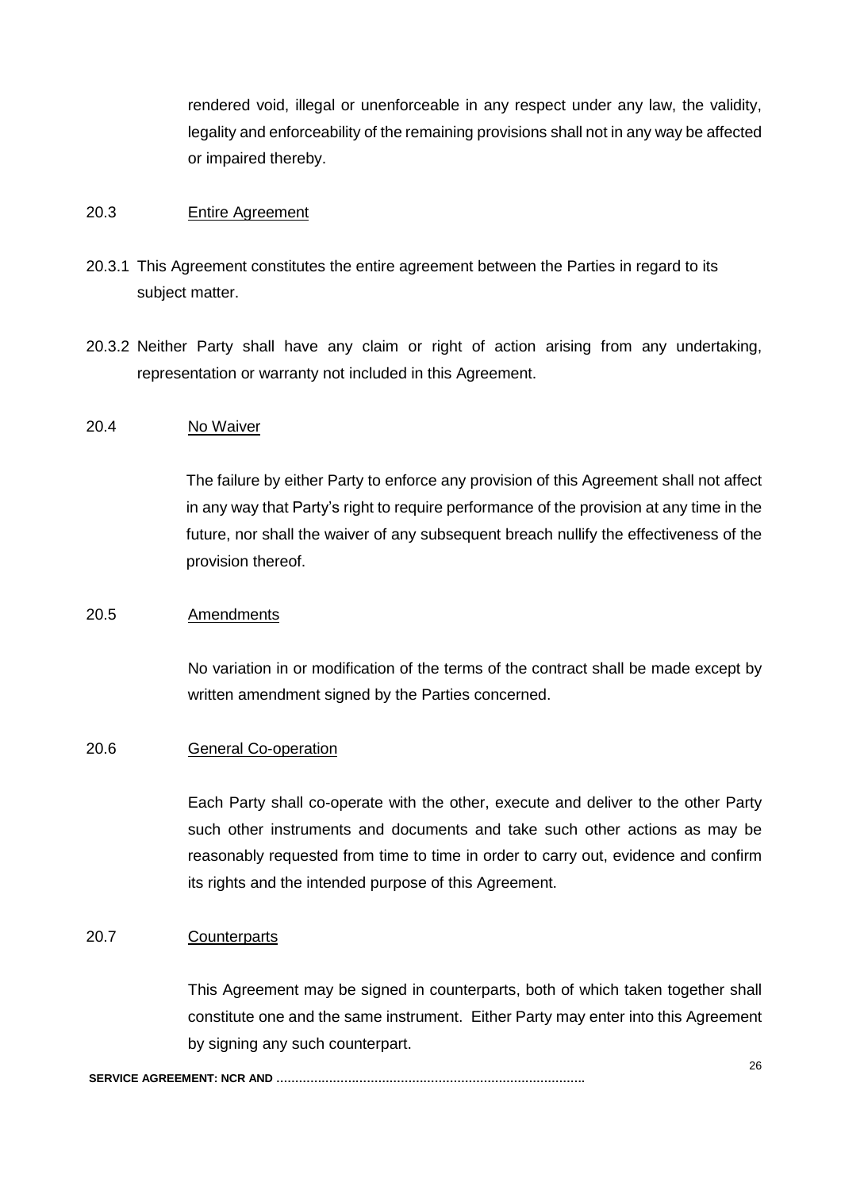rendered void, illegal or unenforceable in any respect under any law, the validity, legality and enforceability of the remaining provisions shall not in any way be affected or impaired thereby.

20.3 Entire Agreement

20.3.1 This Agreement constitutes the entire agreement between the Parties in regard to its subject matter.

20.3.2 Neither Party shall have any claim or right of action arising from any undertaking, representation or warranty not included in this Agreement.

20.4 No Waiver

The failure by either Party to enforce any provision of this Agreement shall not affect in any way that Party's right to require performance of the provision at any time in the future, nor shall the waiver of any subsequent breach nullify the effectiveness of the provision thereof.

20.5 Amendments

No variation in or modification of the terms of the contract shall be made except by written amendment signed by the Parties concerned.

20.6 General Co-operation

Each Party shall co-operate with the other, execute and deliver to the other Party such other instruments and documents and take such other actions as may be reasonably requested from time to time in order to carry out, evidence and confirm its rights and the intended purpose of this Agreement.

20.7 Counterparts

This Agreement may be signed in counterparts, both of which taken together shall constitute one and the same instrument. Either Party may enter into this Agreement by signing any such counterpart.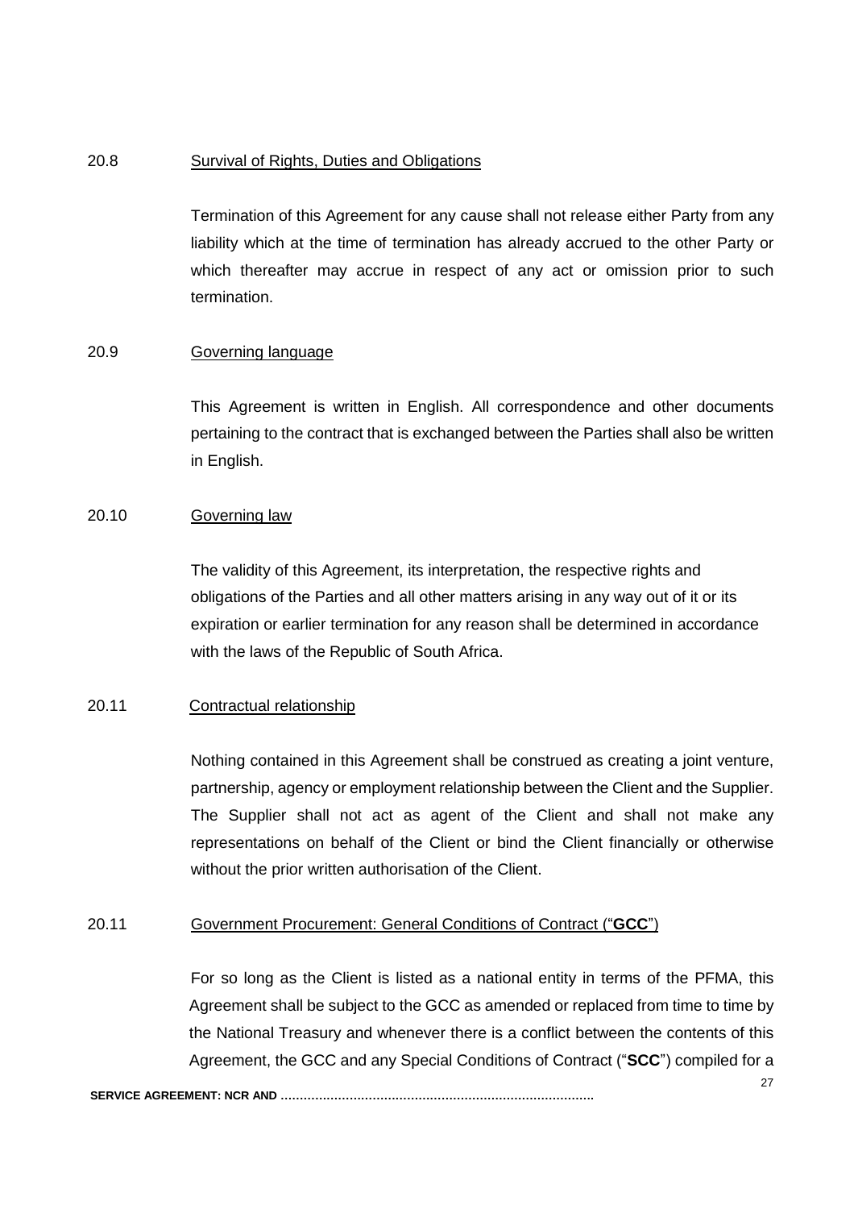20.8 Survival of Rights, Duties and Obligations

Termination of this Agreement for any cause shall not release either Party from any liability which at the time of termination has already accrued to the other Party or which thereafter may accrue in respect of any act or omission prior to such termination.

20.9 Governing language

This Agreement is written in English. All correspondence and other documents pertaining to the contract that is exchanged between the Parties shall also be written in English.

20.10 Governing law

The validity of this Agreement, its interpretation, the respective rights and obligations of the Parties and all other matters arising in any way out of it or its expiration or earlier termination for any reason shall be determined in accordance with the laws of the Republic of South Africa.

20.11 Contractual relationship

Nothing contained in this Agreement shall be construed as creating a joint venture, partnership, agency or employment relationship between the Client and the Supplier. The Supplier shall not act as agent of the Client and shall not make any representations on behalf of the Client or bind the Client financially or otherwise without the prior written authorisation of the Client.

20.11 Government Procurement: General Conditions of Contract ("**GCC**")

For so long as the Client is listed as a national entity in terms of the PFMA, this Agreement shall be subject to the GCC as amended or replaced from time to time by the National Treasury and whenever there is a conflict between the contents of this Agreement, the GCC and any Special Conditions of Contract ("**SCC**") compiled for a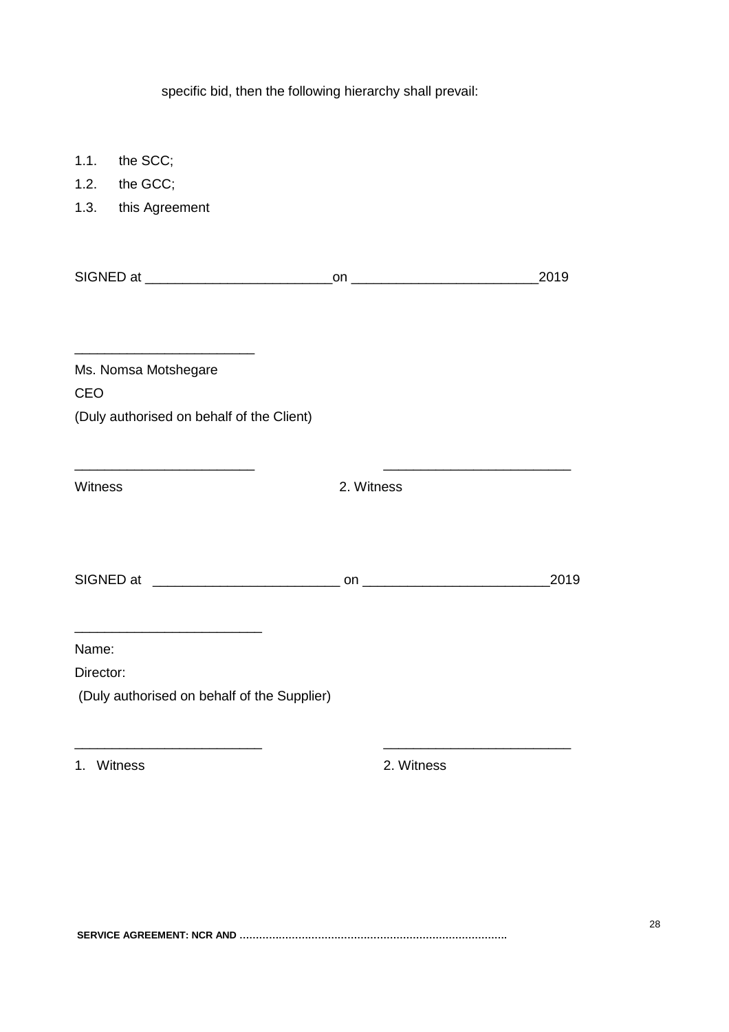specific bid, then the following hierarchy shall prevail:

1.1. the SCC;
1.2. the GCC;
1.3. this Agreement

SIGNED at _________________________on _________________________2019

________________________
Ms. Nomsa Motshegare
CEO
(Duly authorised on behalf of the Client)

________________________ _________________________
Witness 2. Witness

SIGNED at _________________________ on _________________________2019

_________________________
Name:
Director:
(Duly authorised on behalf of the Supplier)

_________________________ _________________________
1. Witness 2. Witness

**SERVICE AGREEMENT: NCR AND ………………………………………………………………………**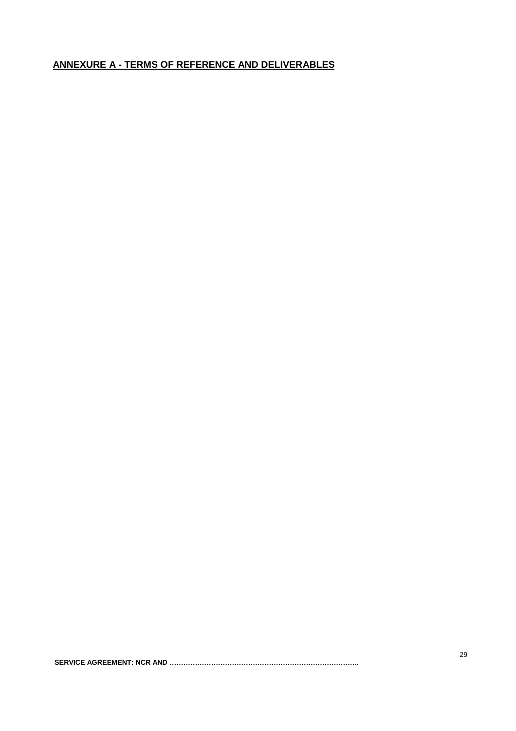## ANNEXURE A - TERMS OF REFERENCE AND DELIVERABLES